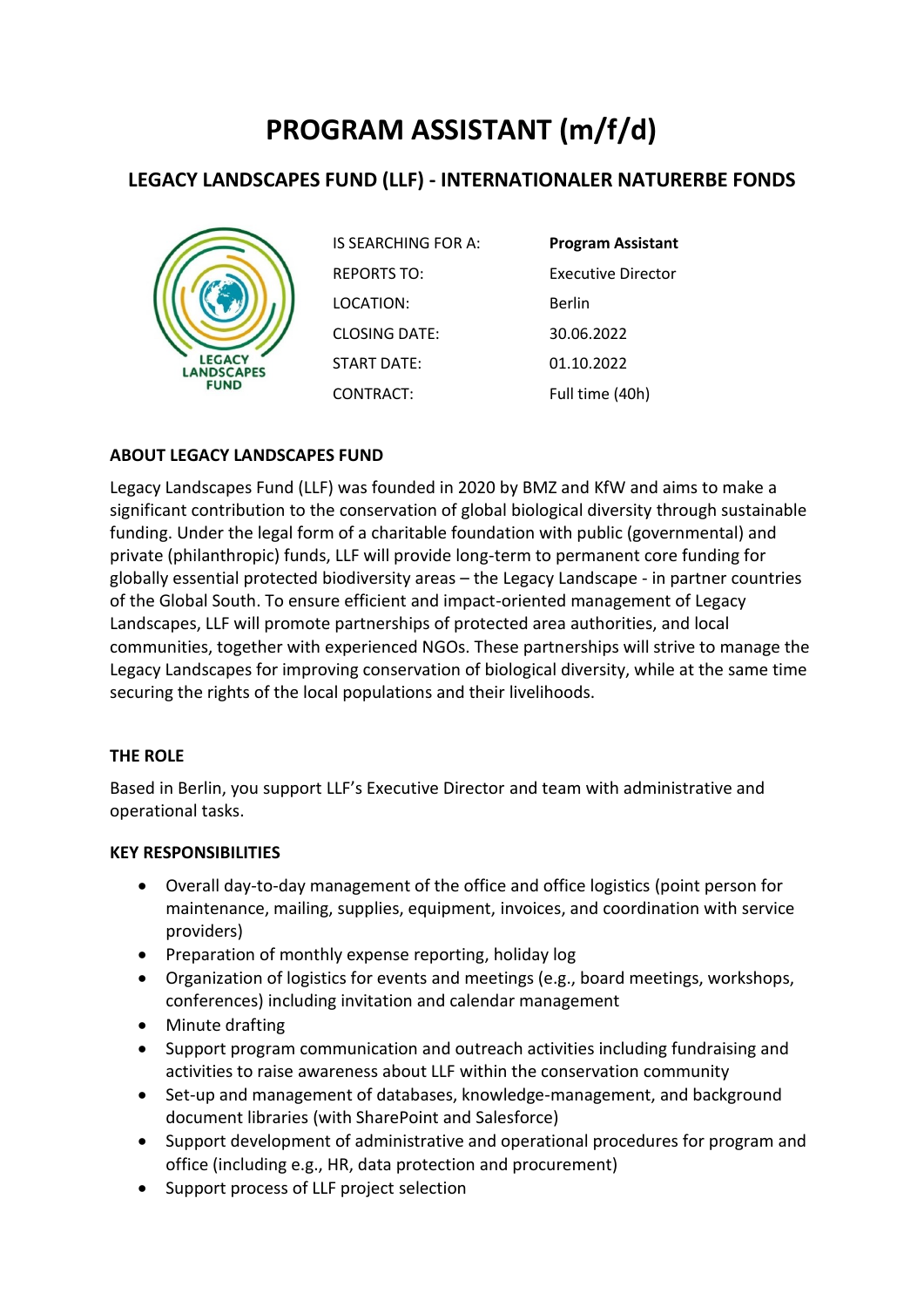# PROGRAM ASSISTANT (m/f/d)

## LEGACY LANDSCAPES FUND (LLF) - INTERNATIONALER NATURERBE FONDS

| | |
|---|---|
| IS SEARCHING FOR A: | **Program Assistant** |
| REPORTS TO: | Executive Director |
| LOCATION: | Berlin |
| CLOSING DATE: | 30.06.2022 |
| START DATE: | 01.10.2022 |
| CONTRACT: | Full time (40h) |

### ABOUT LEGACY LANDSCAPES FUND

Legacy Landscapes Fund (LLF) was founded in 2020 by BMZ and KfW and aims to make a significant contribution to the conservation of global biological diversity through sustainable funding. Under the legal form of a charitable foundation with public (governmental) and private (philanthropic) funds, LLF will provide long-term to permanent core funding for globally essential protected biodiversity areas – the Legacy Landscape - in partner countries of the Global South. To ensure efficient and impact-oriented management of Legacy Landscapes, LLF will promote partnerships of protected area authorities, and local communities, together with experienced NGOs. These partnerships will strive to manage the Legacy Landscapes for improving conservation of biological diversity, while at the same time securing the rights of the local populations and their livelihoods.

### THE ROLE

Based in Berlin, you support LLF's Executive Director and team with administrative and operational tasks.

### KEY RESPONSIBILITIES

- Overall day-to-day management of the office and office logistics (point person for maintenance, mailing, supplies, equipment, invoices, and coordination with service providers)
- Preparation of monthly expense reporting, holiday log
- Organization of logistics for events and meetings (e.g., board meetings, workshops, conferences) including invitation and calendar management
- Minute drafting
- Support program communication and outreach activities including fundraising and activities to raise awareness about LLF within the conservation community
- Set-up and management of databases, knowledge-management, and background document libraries (with SharePoint and Salesforce)
- Support development of administrative and operational procedures for program and office (including e.g., HR, data protection and procurement)
- Support process of LLF project selection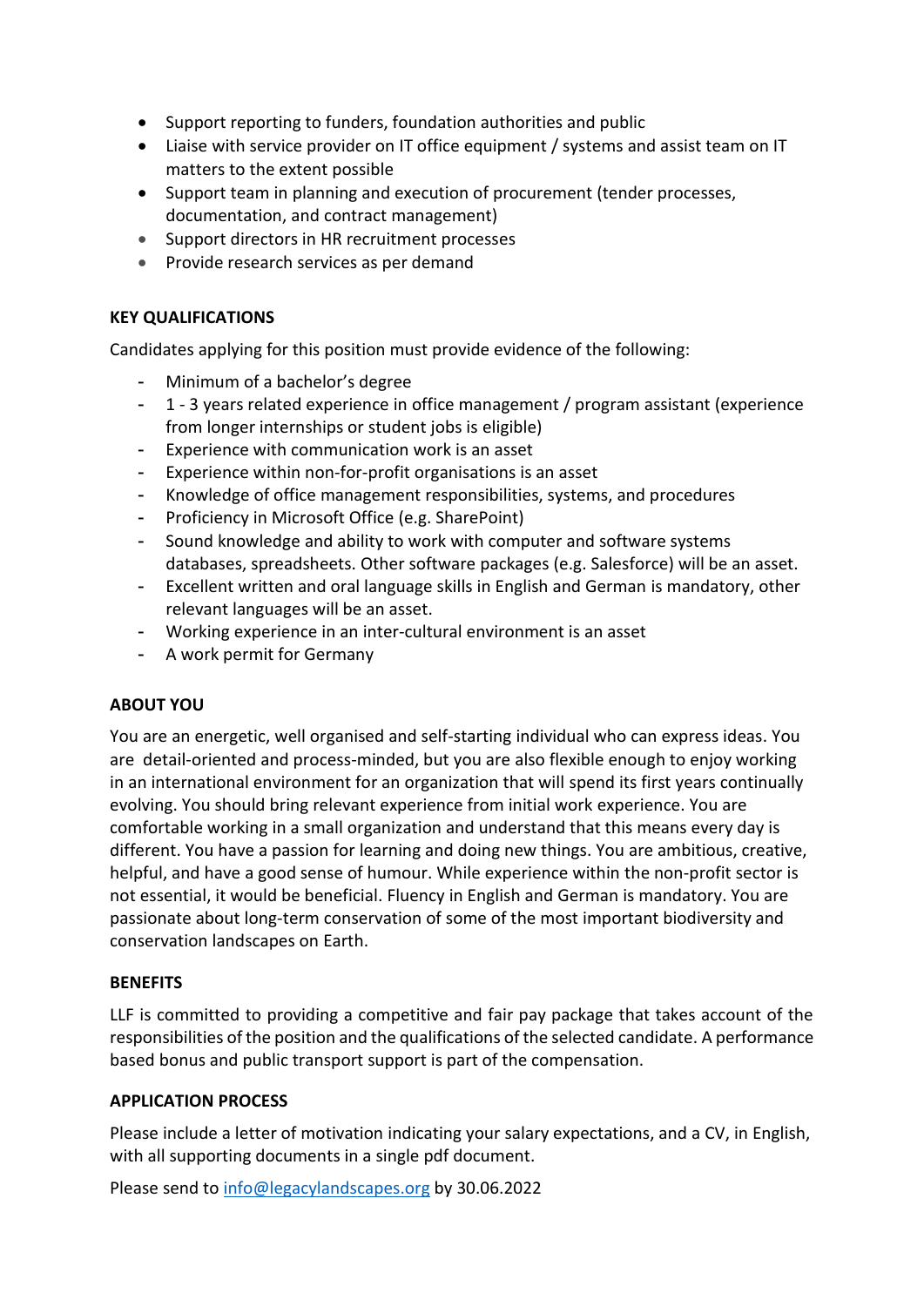- Support reporting to funders, foundation authorities and public
- Liaise with service provider on IT office equipment / systems and assist team on IT matters to the extent possible
- Support team in planning and execution of procurement (tender processes, documentation, and contract management)
- Support directors in HR recruitment processes
- Provide research services as per demand

**KEY QUALIFICATIONS**

Candidates applying for this position must provide evidence of the following:

- Minimum of a bachelor's degree
- 1 - 3 years related experience in office management / program assistant (experience from longer internships or student jobs is eligible)
- Experience with communication work is an asset
- Experience within non-for-profit organisations is an asset
- Knowledge of office management responsibilities, systems, and procedures
- Proficiency in Microsoft Office (e.g. SharePoint)
- Sound knowledge and ability to work with computer and software systems databases, spreadsheets. Other software packages (e.g. Salesforce) will be an asset.
- Excellent written and oral language skills in English and German is mandatory, other relevant languages will be an asset.
- Working experience in an inter-cultural environment is an asset
- A work permit for Germany

**ABOUT YOU**

You are an energetic, well organised and self-starting individual who can express ideas. You are detail-oriented and process-minded, but you are also flexible enough to enjoy working in an international environment for an organization that will spend its first years continually evolving. You should bring relevant experience from initial work experience. You are comfortable working in a small organization and understand that this means every day is different. You have a passion for learning and doing new things. You are ambitious, creative, helpful, and have a good sense of humour. While experience within the non-profit sector is not essential, it would be beneficial. Fluency in English and German is mandatory. You are passionate about long-term conservation of some of the most important biodiversity and conservation landscapes on Earth.

**BENEFITS**

LLF is committed to providing a competitive and fair pay package that takes account of the responsibilities of the position and the qualifications of the selected candidate. A performance based bonus and public transport support is part of the compensation.

**APPLICATION PROCESS**

Please include a letter of motivation indicating your salary expectations, and a CV, in English, with all supporting documents in a single pdf document.

Please send to info@legacylandscapes.org by 30.06.2022